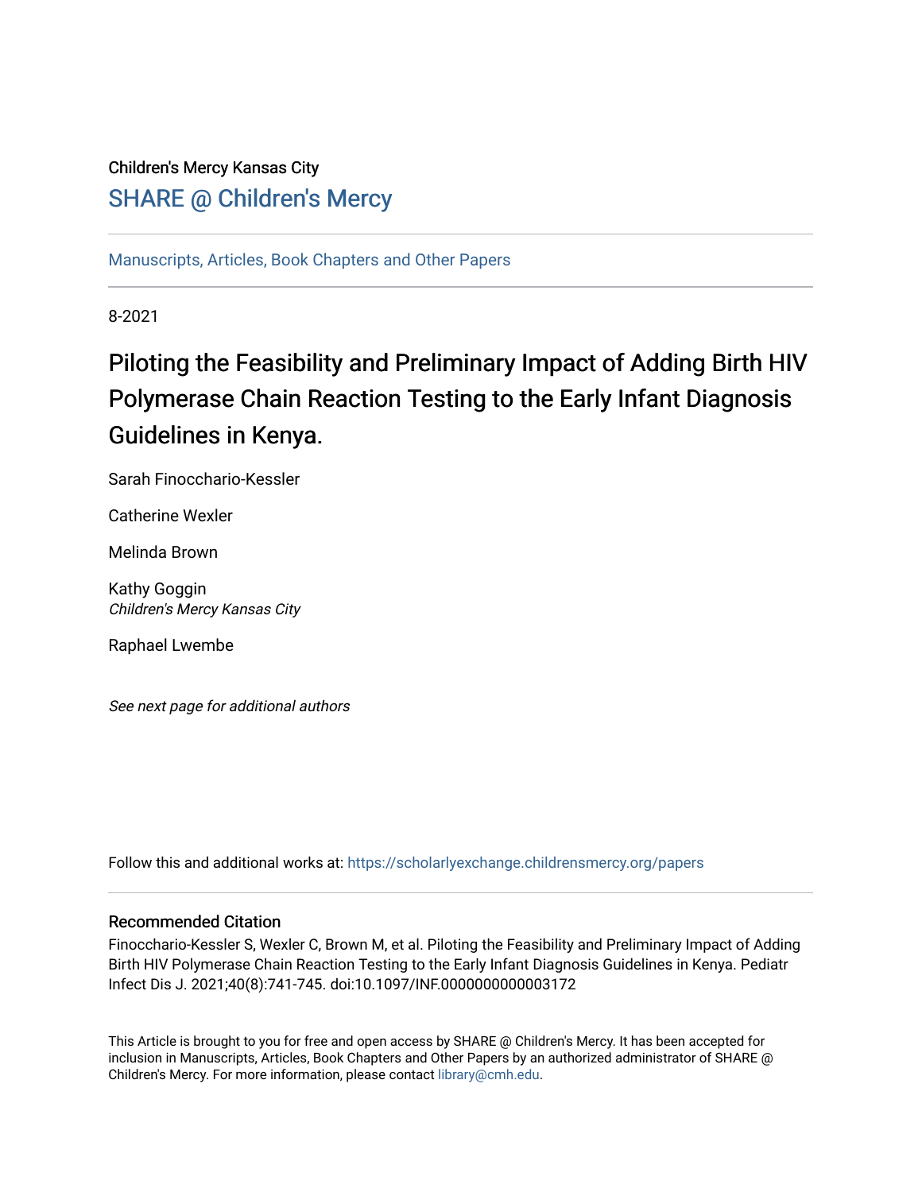Children's Mercy Kansas City

SHARE @ Children's Mercy

Manuscripts, Articles, Book Chapters and Other Papers

8-2021

# Piloting the Feasibility and Preliminary Impact of Adding Birth HIV Polymerase Chain Reaction Testing to the Early Infant Diagnosis Guidelines in Kenya.

Sarah Finocchario-Kessler

Catherine Wexler

Melinda Brown

Kathy Goggin
*Children's Mercy Kansas City*

Raphael Lwembe

*See next page for additional authors*

Follow this and additional works at: https://scholarlyexchange.childrensmercy.org/papers

### Recommended Citation

Finocchario-Kessler S, Wexler C, Brown M, et al. Piloting the Feasibility and Preliminary Impact of Adding Birth HIV Polymerase Chain Reaction Testing to the Early Infant Diagnosis Guidelines in Kenya. Pediatr Infect Dis J. 2021;40(8):741-745. doi:10.1097/INF.0000000000003172

This Article is brought to you for free and open access by SHARE @ Children's Mercy. It has been accepted for inclusion in Manuscripts, Articles, Book Chapters and Other Papers by an authorized administrator of SHARE @ Children's Mercy. For more information, please contact library@cmh.edu.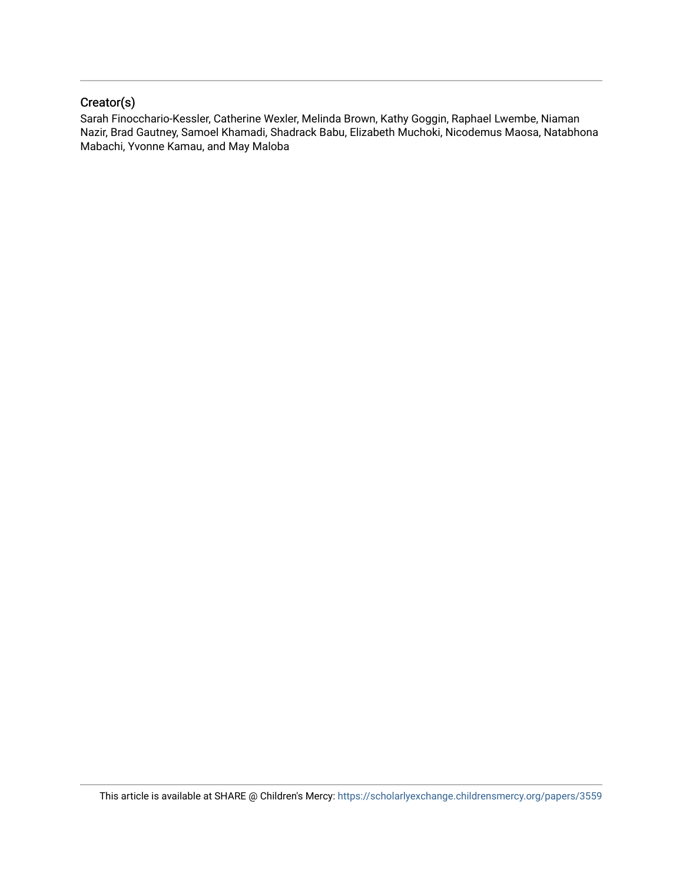## Creator(s)

Sarah Finocchario-Kessler, Catherine Wexler, Melinda Brown, Kathy Goggin, Raphael Lwembe, Niaman Nazir, Brad Gautney, Samoel Khamadi, Shadrack Babu, Elizabeth Muchoki, Nicodemus Maosa, Natabhona Mabachi, Yvonne Kamau, and May Maloba

This article is available at SHARE @ Children's Mercy: https://scholarlyexchange.childrensmercy.org/papers/3559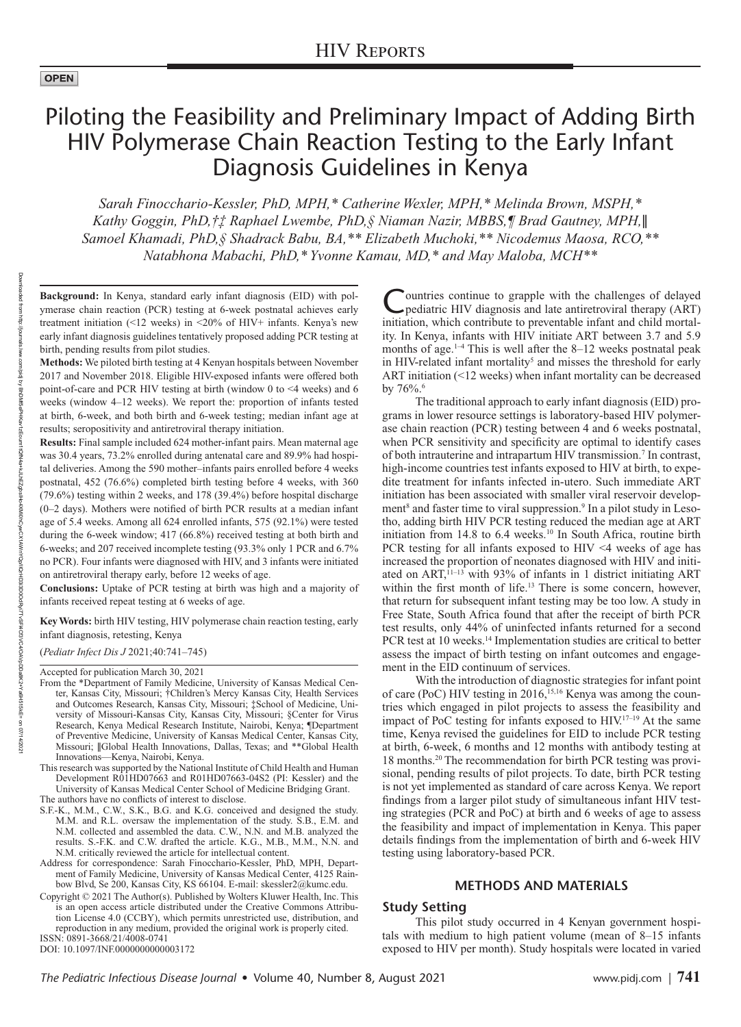OPEN

# Piloting the Feasibility and Preliminary Impact of Adding Birth HIV Polymerase Chain Reaction Testing to the Early Infant Diagnosis Guidelines in Kenya

*Sarah Finocchario-Kessler, PhD, MPH,\* Catherine Wexler, MPH,\* Melinda Brown, MSPH,\* Kathy Goggin, PhD,†‡ Raphael Lwembe, PhD,§ Niaman Nazir, MBBS,¶ Brad Gautney, MPH,‖ Samoel Khamadi, PhD,§ Shadrack Babu, BA,\*\* Elizabeth Muchoki,\*\* Nicodemus Maosa, RCO,\*\* Natabhona Mabachi, PhD,\* Yvonne Kamau, MD,\* and May Maloba, MCH\*\**

**Background:** In Kenya, standard early infant diagnosis (EID) with polymerase chain reaction (PCR) testing at 6-week postnatal achieves early treatment initiation (<12 weeks) in <20% of HIV+ infants. Kenya's new early infant diagnosis guidelines tentatively proposed adding PCR testing at birth, pending results from pilot studies.

**Methods:** We piloted birth testing at 4 Kenyan hospitals between November 2017 and November 2018. Eligible HIV-exposed infants were offered both point-of-care and PCR HIV testing at birth (window 0 to <4 weeks) and 6 weeks (window 4–12 weeks). We report the: proportion of infants tested at birth, 6-week, and both birth and 6-week testing; median infant age at results; seropositivity and antiretroviral therapy initiation.

**Results:** Final sample included 624 mother-infant pairs. Mean maternal age was 30.4 years, 73.2% enrolled during antenatal care and 89.9% had hospital deliveries. Among the 590 mother–infants pairs enrolled before 4 weeks postnatal, 452 (76.6%) completed birth testing before 4 weeks, with 360 (79.6%) testing within 2 weeks, and 178 (39.4%) before hospital discharge (0–2 days). Mothers were notified of birth PCR results at a median infant age of 5.4 weeks. Among all 624 enrolled infants, 575 (92.1%) were tested during the 6-week window; 417 (66.8%) received testing at both birth and 6-weeks; and 207 received incomplete testing (93.3% only 1 PCR and 6.7% no PCR). Four infants were diagnosed with HIV, and 3 infants were initiated on antiretroviral therapy early, before 12 weeks of age.

**Conclusions:** Uptake of PCR testing at birth was high and a majority of infants received repeat testing at 6 weeks of age.

**Key Words:** birth HIV testing, HIV polymerase chain reaction testing, early infant diagnosis, retesting, Kenya

(*Pediatr Infect Dis J* 2021;40:741–745)

Accepted for publication March 30, 2021

From the \*Department of Family Medicine, University of Kansas Medical Center, Kansas City, Missouri; †Children's Mercy Kansas City, Health Services and Outcomes Research, Kansas City, Missouri; ‡School of Medicine, University of Missouri-Kansas City, Kansas City, Missouri; §Center for Virus Research, Kenya Medical Research Institute, Nairobi, Kenya; ¶Department of Preventive Medicine, University of Kansas Medical Center, Kansas City, Missouri; ‖Global Health Innovations, Dallas, Texas; and \*\*Global Health Innovations—Kenya, Nairobi, Kenya.

This research was supported by the National Institute of Child Health and Human Development R01HD07663 and R01HD07663-04S2 (PI: Kessler) and the University of Kansas Medical Center School of Medicine Bridging Grant.

The authors have no conflicts of interest to disclose.

S.F.-K., M.M., C.W., S.K., B.G. and K.G. conceived and designed the study. M.M. and R.L. oversaw the implementation of the study. S.B., E.M. and N.M. collected and assembled the data. C.W., N.N. and M.B. analyzed the results. S.-F.K. and C.W. drafted the article. K.G., M.B., M.M., N.N. and N.M. critically reviewed the article for intellectual content.

Address for correspondence: Sarah Finocchario-Kessler, PhD, MPH, Department of Family Medicine, University of Kansas Medical Center, 4125 Rainbow Blvd, Se 200, Kansas City, KS 66104. E-mail: skessler2@kumc.edu.

Copyright © 2021 The Author(s). Published by Wolters Kluwer Health, Inc. This is an open access article distributed under the Creative Commons Attribution License 4.0 (CCBY), which permits unrestricted use, distribution, and reproduction in any medium, provided the original work is properly cited.

ISSN: 0891-3668/21/4008-0741

DOI: 10.1097/INF.0000000000003172

Countries continue to grapple with the challenges of delayed pediatric HIV diagnosis and late antiretroviral therapy (ART) initiation, which contribute to preventable infant and child mortality. In Kenya, infants with HIV initiate ART between 3.7 and 5.9 months of age.[1–4] This is well after the 8–12 weeks postnatal peak in HIV-related infant mortality[5] and misses the threshold for early ART initiation (<12 weeks) when infant mortality can be decreased by 76%.[6]

The traditional approach to early infant diagnosis (EID) programs in lower resource settings is laboratory-based HIV polymerase chain reaction (PCR) testing between 4 and 6 weeks postnatal, when PCR sensitivity and specificity are optimal to identify cases of both intrauterine and intrapartum HIV transmission.[7] In contrast, high-income countries test infants exposed to HIV at birth, to expedite treatment for infants infected in-utero. Such immediate ART initiation has been associated with smaller viral reservoir development[8] and faster time to viral suppression.[9] In a pilot study in Lesotho, adding birth HIV PCR testing reduced the median age at ART initiation from 14.8 to 6.4 weeks.[10] In South Africa, routine birth PCR testing for all infants exposed to HIV <4 weeks of age has increased the proportion of neonates diagnosed with HIV and initiated on ART,[11–13] with 93% of infants in 1 district initiating ART within the first month of life.[13] There is some concern, however, that return for subsequent infant testing may be too low. A study in Free State, South Africa found that after the receipt of birth PCR test results, only 44% of uninfected infants returned for a second PCR test at 10 weeks.[14] Implementation studies are critical to better assess the impact of birth testing on infant outcomes and engagement in the EID continuum of services.

With the introduction of diagnostic strategies for infant point of care (PoC) HIV testing in 2016,[15,16] Kenya was among the countries which engaged in pilot projects to assess the feasibility and impact of PoC testing for infants exposed to HIV.[17–19] At the same time, Kenya revised the guidelines for EID to include PCR testing at birth, 6-week, 6 months and 12 months with antibody testing at 18 months.[20] The recommendation for birth PCR testing was provisional, pending results of pilot projects. To date, birth PCR testing is not yet implemented as standard of care across Kenya. We report findings from a larger pilot study of simultaneous infant HIV testing strategies (PCR and PoC) at birth and 6 weeks of age to assess the feasibility and impact of implementation in Kenya. This paper details findings from the implementation of birth and 6-week HIV testing using laboratory-based PCR.

## METHODS AND MATERIALS

### Study Setting

This pilot study occurred in 4 Kenyan government hospitals with medium to high patient volume (mean of 8–15 infants exposed to HIV per month). Study hospitals were located in varied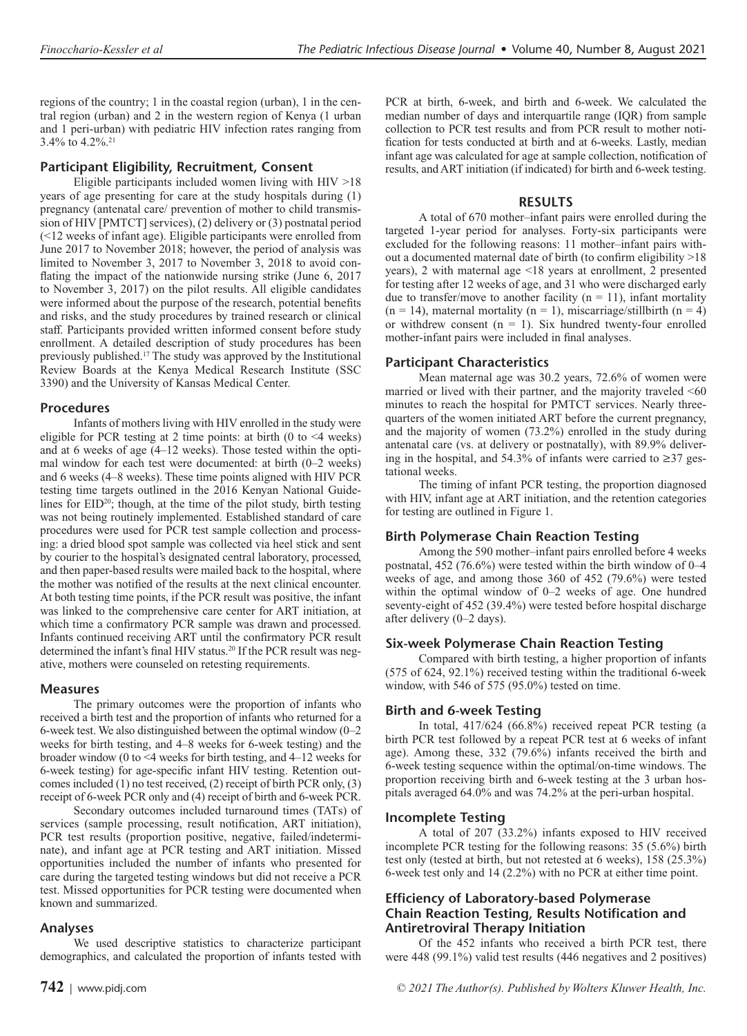regions of the country; 1 in the coastal region (urban), 1 in the central region (urban) and 2 in the western region of Kenya (1 urban and 1 peri-urban) with pediatric HIV infection rates ranging from 3.4% to 4.2%.[21]

### Participant Eligibility, Recruitment, Consent

Eligible participants included women living with HIV >18 years of age presenting for care at the study hospitals during (1) pregnancy (antenatal care/ prevention of mother to child transmission of HIV [PMTCT] services), (2) delivery or (3) postnatal period (<12 weeks of infant age). Eligible participants were enrolled from June 2017 to November 2018; however, the period of analysis was limited to November 3, 2017 to November 3, 2018 to avoid conflating the impact of the nationwide nursing strike (June 6, 2017 to November 3, 2017) on the pilot results. All eligible candidates were informed about the purpose of the research, potential benefits and risks, and the study procedures by trained research or clinical staff. Participants provided written informed consent before study enrollment. A detailed description of study procedures has been previously published.[17] The study was approved by the Institutional Review Boards at the Kenya Medical Research Institute (SSC 3390) and the University of Kansas Medical Center.

### Procedures

Infants of mothers living with HIV enrolled in the study were eligible for PCR testing at 2 time points: at birth (0 to <4 weeks) and at 6 weeks of age (4–12 weeks). Those tested within the optimal window for each test were documented: at birth (0–2 weeks) and 6 weeks (4–8 weeks). These time points aligned with HIV PCR testing time targets outlined in the 2016 Kenyan National Guidelines for EID[20]; though, at the time of the pilot study, birth testing was not being routinely implemented. Established standard of care procedures were used for PCR test sample collection and processing: a dried blood spot sample was collected via heel stick and sent by courier to the hospital's designated central laboratory, processed, and then paper-based results were mailed back to the hospital, where the mother was notified of the results at the next clinical encounter. At both testing time points, if the PCR result was positive, the infant was linked to the comprehensive care center for ART initiation, at which time a confirmatory PCR sample was drawn and processed. Infants continued receiving ART until the confirmatory PCR result determined the infant's final HIV status.[20] If the PCR result was negative, mothers were counseled on retesting requirements.

### Measures

The primary outcomes were the proportion of infants who received a birth test and the proportion of infants who returned for a 6-week test. We also distinguished between the optimal window (0–2 weeks for birth testing, and 4–8 weeks for 6-week testing) and the broader window (0 to <4 weeks for birth testing, and 4–12 weeks for 6-week testing) for age-specific infant HIV testing. Retention outcomes included (1) no test received, (2) receipt of birth PCR only, (3) receipt of 6-week PCR only and (4) receipt of birth and 6-week PCR.

Secondary outcomes included turnaround times (TATs) of services (sample processing, result notification, ART initiation), PCR test results (proportion positive, negative, failed/indeterminate), and infant age at PCR testing and ART initiation. Missed opportunities included the number of infants who presented for care during the targeted testing windows but did not receive a PCR test. Missed opportunities for PCR testing were documented when known and summarized.

### Analyses

We used descriptive statistics to characterize participant demographics, and calculated the proportion of infants tested with PCR at birth, 6-week, and birth and 6-week. We calculated the median number of days and interquartile range (IQR) from sample collection to PCR test results and from PCR result to mother notification for tests conducted at birth and at 6-weeks. Lastly, median infant age was calculated for age at sample collection, notification of results, and ART initiation (if indicated) for birth and 6-week testing.

## RESULTS

A total of 670 mother–infant pairs were enrolled during the targeted 1-year period for analyses. Forty-six participants were excluded for the following reasons: 11 mother–infant pairs without a documented maternal date of birth (to confirm eligibility >18 years), 2 with maternal age <18 years at enrollment, 2 presented for testing after 12 weeks of age, and 31 who were discharged early due to transfer/move to another facility (n = 11), infant mortality (n = 14), maternal mortality (n = 1), miscarriage/stillbirth (n = 4) or withdrew consent (n = 1). Six hundred twenty-four enrolled mother-infant pairs were included in final analyses.

### Participant Characteristics

Mean maternal age was 30.2 years, 72.6% of women were married or lived with their partner, and the majority traveled <60 minutes to reach the hospital for PMTCT services. Nearly three-quarters of the women initiated ART before the current pregnancy, and the majority of women (73.2%) enrolled in the study during antenatal care (vs. at delivery or postnatally), with 89.9% delivering in the hospital, and 54.3% of infants were carried to ≥37 gestational weeks.

The timing of infant PCR testing, the proportion diagnosed with HIV, infant age at ART initiation, and the retention categories for testing are outlined in Figure 1.

### Birth Polymerase Chain Reaction Testing

Among the 590 mother–infant pairs enrolled before 4 weeks postnatal, 452 (76.6%) were tested within the birth window of 0–4 weeks of age, and among those 360 of 452 (79.6%) were tested within the optimal window of 0–2 weeks of age. One hundred seventy-eight of 452 (39.4%) were tested before hospital discharge after delivery (0–2 days).

### Six-week Polymerase Chain Reaction Testing

Compared with birth testing, a higher proportion of infants (575 of 624, 92.1%) received testing within the traditional 6-week window, with 546 of 575 (95.0%) tested on time.

### Birth and 6-week Testing

In total, 417/624 (66.8%) received repeat PCR testing (a birth PCR test followed by a repeat PCR test at 6 weeks of infant age). Among these, 332 (79.6%) infants received the birth and 6-week testing sequence within the optimal/on-time windows. The proportion receiving birth and 6-week testing at the 3 urban hospitals averaged 64.0% and was 74.2% at the peri-urban hospital.

### Incomplete Testing

A total of 207 (33.2%) infants exposed to HIV received incomplete PCR testing for the following reasons: 35 (5.6%) birth test only (tested at birth, but not retested at 6 weeks), 158 (25.3%) 6-week test only and 14 (2.2%) with no PCR at either time point.

### Efficiency of Laboratory-based Polymerase Chain Reaction Testing, Results Notification and Antiretroviral Therapy Initiation

Of the 452 infants who received a birth PCR test, there were 448 (99.1%) valid test results (446 negatives and 2 positives)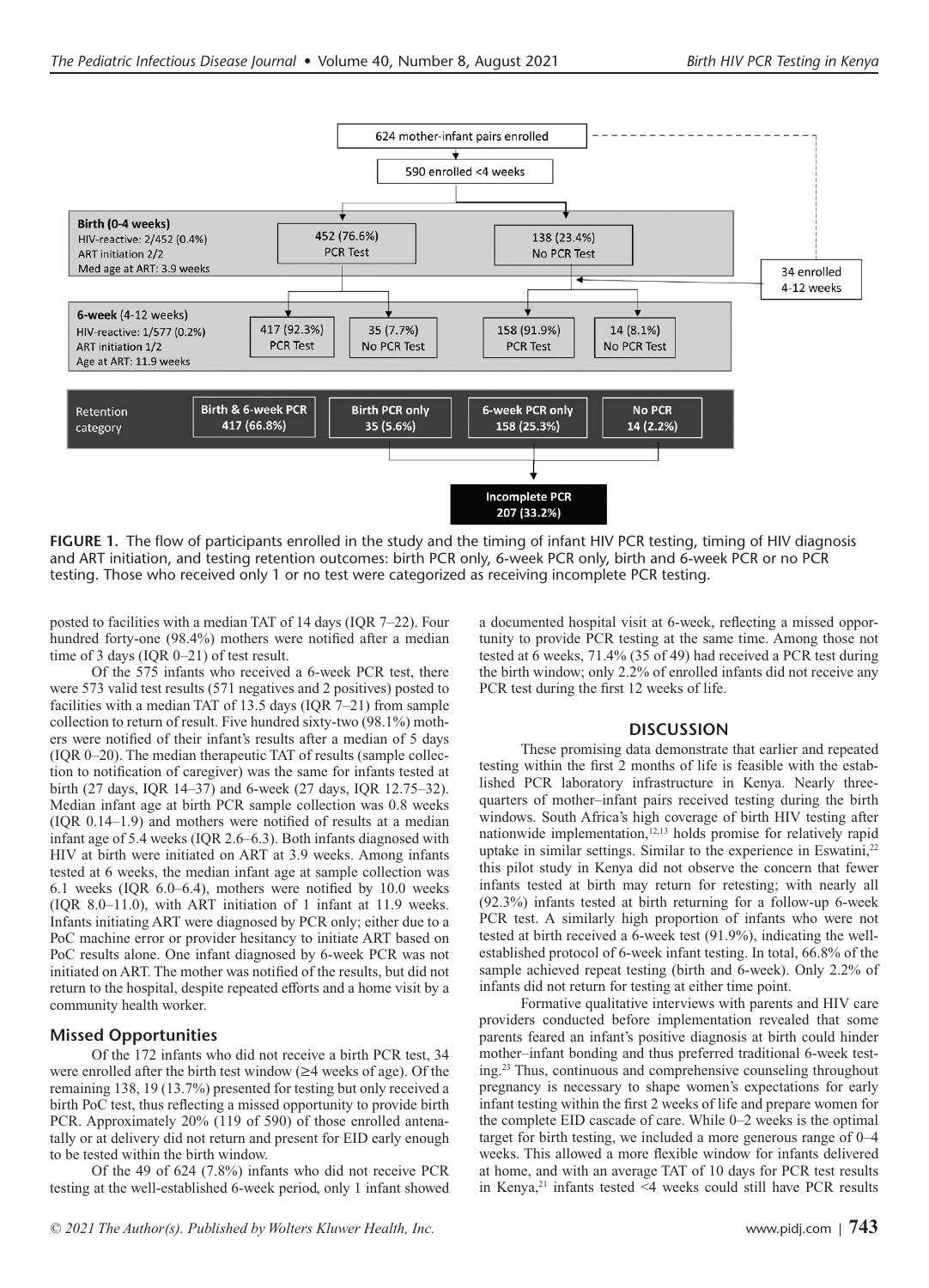624 mother-infant pairs enrolled

590 enrolled <4 weeks

**Birth (0-4 weeks)**
HIV-reactive: 2/452 (0.4%)
ART initiation 2/2
Med age at ART: 3.9 weeks

452 (76.6%) PCR Test

138 (23.4%) No PCR Test

34 enrolled 4-12 weeks

**6-week (4-12 weeks)**
HIV-reactive: 1/577 (0.2%)
ART initiation 1/2
Age at ART: 11.9 weeks

417 (92.3%) PCR Test

35 (7.7%) No PCR Test

158 (91.9%) PCR Test

14 (8.1%) No PCR Test

| Retention category | Birth & 6-week PCR | Birth PCR only | 6-week PCR only | No PCR |
|---|---|---|---|---|
| | 417 (66.8%) | 35 (5.6%) | 158 (25.3%) | 14 (2.2%) |

Incomplete PCR 207 (33.2%)

**FIGURE 1.** The flow of participants enrolled in the study and the timing of infant HIV PCR testing, timing of HIV diagnosis and ART initiation, and testing retention outcomes: birth PCR only, 6-week PCR only, birth and 6-week PCR or no PCR testing. Those who received only 1 or no test were categorized as receiving incomplete PCR testing.

posted to facilities with a median TAT of 14 days (IQR 7–22). Four hundred forty-one (98.4%) mothers were notified after a median time of 3 days (IQR 0–21) of test result.

Of the 575 infants who received a 6-week PCR test, there were 573 valid test results (571 negatives and 2 positives) posted to facilities with a median TAT of 13.5 days (IQR 7–21) from sample collection to return of result. Five hundred sixty-two (98.1%) mothers were notified of their infant's results after a median of 5 days (IQR 0–20). The median therapeutic TAT of results (sample collection to notification of caregiver) was the same for infants tested at birth (27 days, IQR 14–37) and 6-week (27 days, IQR 12.75–32). Median infant age at birth PCR sample collection was 0.8 weeks (IQR 0.14–1.9) and mothers were notified of results at a median infant age of 5.4 weeks (IQR 2.6–6.3). Both infants diagnosed with HIV at birth were initiated on ART at 3.9 weeks. Among infants tested at 6 weeks, the median infant age at sample collection was 6.1 weeks (IQR 6.0–6.4), mothers were notified by 10.0 weeks (IQR 8.0–11.0), with ART initiation of 1 infant at 11.9 weeks. Infants initiating ART were diagnosed by PCR only; either due to a PoC machine error or provider hesitancy to initiate ART based on PoC results alone. One infant diagnosed by 6-week PCR was not initiated on ART. The mother was notified of the results, but did not return to the hospital, despite repeated efforts and a home visit by a community health worker.

## Missed Opportunities

Of the 172 infants who did not receive a birth PCR test, 34 were enrolled after the birth test window (≥4 weeks of age). Of the remaining 138, 19 (13.7%) presented for testing but only received a birth PoC test, thus reflecting a missed opportunity to provide birth PCR. Approximately 20% (119 of 590) of those enrolled antenatally or at delivery did not return and present for EID early enough to be tested within the birth window.

Of the 49 of 624 (7.8%) infants who did not receive PCR testing at the well-established 6-week period, only 1 infant showed a documented hospital visit at 6-week, reflecting a missed opportunity to provide PCR testing at the same time. Among those not tested at 6 weeks, 71.4% (35 of 49) had received a PCR test during the birth window; only 2.2% of enrolled infants did not receive any PCR test during the first 12 weeks of life.

## DISCUSSION

These promising data demonstrate that earlier and repeated testing within the first 2 months of life is feasible with the established PCR laboratory infrastructure in Kenya. Nearly three-quarters of mother–infant pairs received testing during the birth windows. South Africa's high coverage of birth HIV testing after nationwide implementation,[12,13] holds promise for relatively rapid uptake in similar settings. Similar to the experience in Eswatini,[22] this pilot study in Kenya did not observe the concern that fewer infants tested at birth may return for retesting; with nearly all (92.3%) infants tested at birth returning for a follow-up 6-week PCR test. A similarly high proportion of infants who were not tested at birth received a 6-week test (91.9%), indicating the well-established protocol of 6-week infant testing. In total, 66.8% of the sample achieved repeat testing (birth and 6-week). Only 2.2% of infants did not return for testing at either time point.

Formative qualitative interviews with parents and HIV care providers conducted before implementation revealed that some parents feared an infant's positive diagnosis at birth could hinder mother–infant bonding and thus preferred traditional 6-week testing.[23] Thus, continuous and comprehensive counseling throughout pregnancy is necessary to shape women's expectations for early infant testing within the first 2 weeks of life and prepare women for the complete EID cascade of care. While 0–2 weeks is the optimal target for birth testing, we included a more generous range of 0–4 weeks. This allowed a more flexible window for infants delivered at home, and with an average TAT of 10 days for PCR test results in Kenya,[21] infants tested <4 weeks could still have PCR results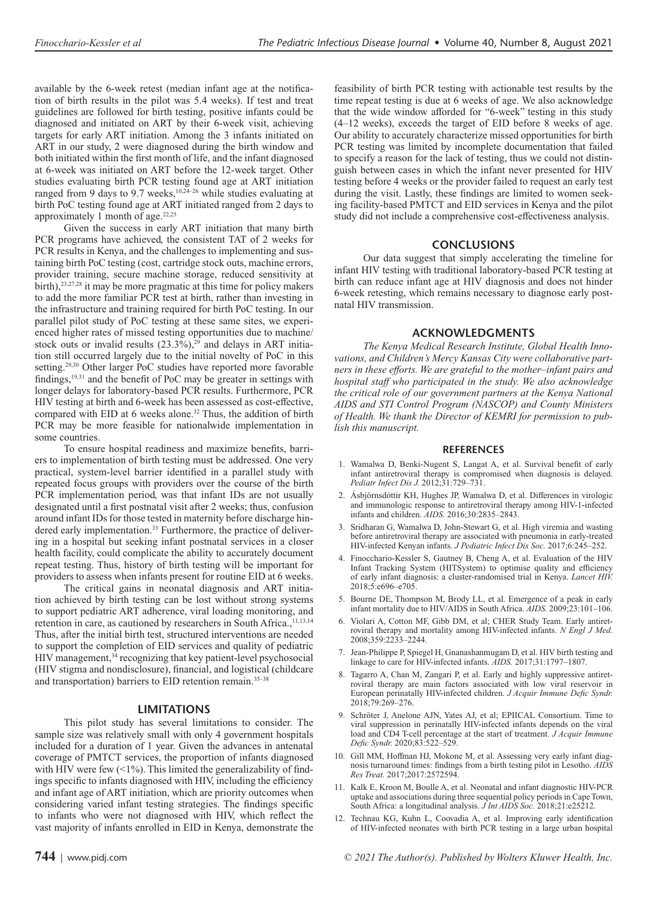available by the 6-week retest (median infant age at the notification of birth results in the pilot was 5.4 weeks). If test and treat guidelines are followed for birth testing, positive infants could be diagnosed and initiated on ART by their 6-week visit, achieving targets for early ART initiation. Among the 3 infants initiated on ART in our study, 2 were diagnosed during the birth window and both initiated within the first month of life, and the infant diagnosed at 6-week was initiated on ART before the 12-week target. Other studies evaluating birth PCR testing found age at ART initiation ranged from 9 days to 9.7 weeks,[10,24–26] while studies evaluating at birth PoC testing found age at ART initiated ranged from 2 days to approximately 1 month of age.[22,25]

Given the success in early ART initiation that many birth PCR programs have achieved, the consistent TAT of 2 weeks for PCR results in Kenya, and the challenges to implementing and sustaining birth PoC testing (cost, cartridge stock outs, machine errors, provider training, secure machine storage, reduced sensitivity at birth),[23,27,28] it may be more pragmatic at this time for policy makers to add the more familiar PCR test at birth, rather than investing in the infrastructure and training required for birth PoC testing. In our parallel pilot study of PoC testing at these same sites, we experienced higher rates of missed testing opportunities due to machine/stock outs or invalid results (23.3%),[29] and delays in ART initiation still occurred largely due to the initial novelty of PoC in this setting.[29,30] Other larger PoC studies have reported more favorable findings,[19,31] and the benefit of PoC may be greater in settings with longer delays for laboratory-based PCR results. Furthermore, PCR HIV testing at birth and 6-week has been assessed as cost-effective, compared with EID at 6 weeks alone.[32] Thus, the addition of birth PCR may be more feasible for nationalwide implementation in some countries.

To ensure hospital readiness and maximize benefits, barriers to implementation of birth testing must be addressed. One very practical, system-level barrier identified in a parallel study with repeated focus groups with providers over the course of the birth PCR implementation period, was that infant IDs are not usually designated until a first postnatal visit after 2 weeks; thus, confusion around infant IDs for those tested in maternity before discharge hindered early implementation.[33] Furthermore, the practice of delivering in a hospital but seeking infant postnatal services in a closer health facility, could complicate the ability to accurately document repeat testing. Thus, history of birth testing will be important for providers to assess when infants present for routine EID at 6 weeks.

The critical gains in neonatal diagnosis and ART initiation achieved by birth testing can be lost without strong systems to support pediatric ART adherence, viral loading monitoring, and retention in care, as cautioned by researchers in South Africa.,[11,13,14] Thus, after the initial birth test, structured interventions are needed to support the completion of EID services and quality of pediatric HIV management,[34] recognizing that key patient-level psychosocial (HIV stigma and nondisclosure), financial, and logistical (childcare and transportation) barriers to EID retention remain.[35–38]

## LIMITATIONS

This pilot study has several limitations to consider. The sample size was relatively small with only 4 government hospitals included for a duration of 1 year. Given the advances in antenatal coverage of PMTCT services, the proportion of infants diagnosed with HIV were few (<1%). This limited the generalizability of findings specific to infants diagnosed with HIV, including the efficiency and infant age of ART initiation, which are priority outcomes when considering varied infant testing strategies. The findings specific to infants who were not diagnosed with HIV, which reflect the vast majority of infants enrolled in EID in Kenya, demonstrate the feasibility of birth PCR testing with actionable test results by the time repeat testing is due at 6 weeks of age. We also acknowledge that the wide window afforded for "6-week" testing in this study (4–12 weeks), exceeds the target of EID before 8 weeks of age. Our ability to accurately characterize missed opportunities for birth PCR testing was limited by incomplete documentation that failed to specify a reason for the lack of testing, thus we could not distinguish between cases in which the infant never presented for HIV testing before 4 weeks or the provider failed to request an early test during the visit. Lastly, these findings are limited to women seeking facility-based PMTCT and EID services in Kenya and the pilot study did not include a comprehensive cost-effectiveness analysis.

## CONCLUSIONS

Our data suggest that simply accelerating the timeline for infant HIV testing with traditional laboratory-based PCR testing at birth can reduce infant age at HIV diagnosis and does not hinder 6-week retesting, which remains necessary to diagnose early postnatal HIV transmission.

## ACKNOWLEDGMENTS

*The Kenya Medical Research Institute, Global Health Innovations, and Children's Mercy Kansas City were collaborative partners in these efforts. We are grateful to the mother–infant pairs and hospital staff who participated in the study. We also acknowledge the critical role of our government partners at the Kenya National AIDS and STI Control Program (NASCOP) and County Ministers of Health. We thank the Director of KEMRI for permission to publish this manuscript.*

## REFERENCES

1. Wamalwa D, Benki-Nugent S, Langat A, et al. Survival benefit of early infant antiretroviral therapy is compromised when diagnosis is delayed. *Pediatr Infect Dis J.* 2012;31:729–731.
2. Ásbjörnsdóttir KH, Hughes JP, Wamalwa D, et al. Differences in virologic and immunologic response to antiretroviral therapy among HIV-1-infected infants and children. *AIDS.* 2016;30:2835–2843.
3. Sridharan G, Wamalwa D, John-Stewart G, et al. High viremia and wasting before antiretroviral therapy are associated with pneumonia in early-treated HIV-infected Kenyan infants. *J Pediatric Infect Dis Soc.* 2017;6:245–252.
4. Finocchario-Kessler S, Gautney B, Cheng A, et al. Evaluation of the HIV Infant Tracking System (HITSystem) to optimise quality and efficiency of early infant diagnosis: a cluster-randomised trial in Kenya. *Lancet HIV.* 2018;5:e696–e705.
5. Bourne DE, Thompson M, Brody LL, et al. Emergence of a peak in early infant mortality due to HIV/AIDS in South Africa. *AIDS.* 2009;23:101–106.
6. Violari A, Cotton MF, Gibb DM, et al; CHER Study Team. Early antiretroviral therapy and mortality among HIV-infected infants. *N Engl J Med.* 2008;359:2233–2244.
7. Jean-Philippe P, Spiegel H, Gnanashanmugam D, et al. HIV birth testing and linkage to care for HIV-infected infants. *AIDS.* 2017;31:1797–1807.
8. Tagarro A, Chan M, Zangari P, et al. Early and highly suppressive antiretroviral therapy are main factors associated with low viral reservoir in European perinatally HIV-infected children. *J Acquir Immune Defic Syndr.* 2018;79:269–276.
9. Schröter J, Anelone AJN, Yates AJ, et al; EPIICAL Consortium. Time to viral suppression in perinatally HIV-infected infants depends on the viral load and CD4 T-cell percentage at the start of treatment. *J Acquir Immune Defic Syndr.* 2020;83:522–529.
10. Gill MM, Hoffman HJ, Mokone M, et al. Assessing very early infant diagnosis turnaround times: findings from a birth testing pilot in Lesotho. *AIDS Res Treat.* 2017;2017:2572594.
11. Kalk E, Kroon M, Boulle A, et al. Neonatal and infant diagnostic HIV-PCR uptake and associations during three sequential policy periods in Cape Town, South Africa: a longitudinal analysis. *J Int AIDS Soc.* 2018;21:e25212.
12. Technau KG, Kuhn L, Coovadia A, et al. Improving early identification of HIV-infected neonates with birth PCR testing in a large urban hospital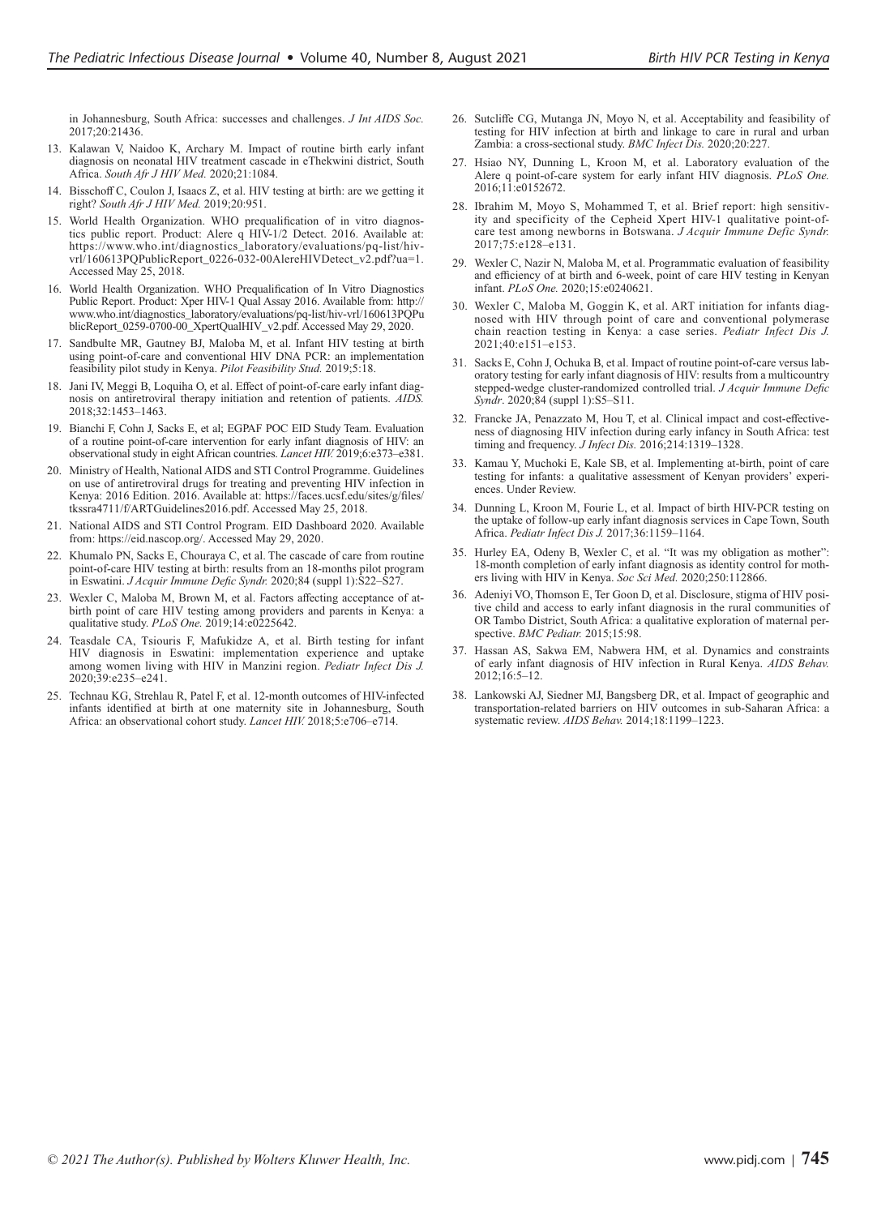in Johannesburg, South Africa: successes and challenges. *J Int AIDS Soc.* 2017;20:21436.

13. Kalawan V, Naidoo K, Archary M. Impact of routine birth early infant diagnosis on neonatal HIV treatment cascade in eThekwini district, South Africa. *South Afr J HIV Med.* 2020;21:1084.
14. Bisschoff C, Coulon J, Isaacs Z, et al. HIV testing at birth: are we getting it right? *South Afr J HIV Med.* 2019;20:951.
15. World Health Organization. WHO prequalification of in vitro diagnostics public report. Product: Alere q HIV-1/2 Detect. 2016. Available at: https://www.who.int/diagnostics_laboratory/evaluations/pq-list/hiv-vrl/160613PQPublicReport_0226-032-00AlereHIVDetect_v2.pdf?ua=1. Accessed May 25, 2018.
16. World Health Organization. WHO Prequalification of In Vitro Diagnostics Public Report. Product: Xper HIV-1 Qual Assay 2016. Available from: http://www.who.int/diagnostics_laboratory/evaluations/pq-list/hiv-vrl/160613PQPublicReport_0259-0700-00_XpertQualHIV_v2.pdf. Accessed May 29, 2020.
17. Sandbulte MR, Gautney BJ, Maloba M, et al. Infant HIV testing at birth using point-of-care and conventional HIV DNA PCR: an implementation feasibility pilot study in Kenya. *Pilot Feasibility Stud.* 2019;5:18.
18. Jani IV, Meggi B, Loquiha O, et al. Effect of point-of-care early infant diagnosis on antiretroviral therapy initiation and retention of patients. *AIDS.* 2018;32:1453–1463.
19. Bianchi F, Cohn J, Sacks E, et al; EGPAF POC EID Study Team. Evaluation of a routine point-of-care intervention for early infant diagnosis of HIV: an observational study in eight African countries. *Lancet HIV.* 2019;6:e373–e381.
20. Ministry of Health, National AIDS and STI Control Programme. Guidelines on use of antiretroviral drugs for treating and preventing HIV infection in Kenya: 2016 Edition. 2016. Available at: https://faces.ucsf.edu/sites/g/files/tkssra4711/f/ARTGuidelines2016.pdf. Accessed May 25, 2018.
21. National AIDS and STI Control Program. EID Dashboard 2020. Available from: https://eid.nascop.org/. Accessed May 29, 2020.
22. Khumalo PN, Sacks E, Chouraya C, et al. The cascade of care from routine point-of-care HIV testing at birth: results from an 18-months pilot program in Eswatini. *J Acquir Immune Defic Syndr.* 2020;84 (suppl 1):S22–S27.
23. Wexler C, Maloba M, Brown M, et al. Factors affecting acceptance of at-birth point of care HIV testing among providers and parents in Kenya: a qualitative study. *PLoS One.* 2019;14:e0225642.
24. Teasdale CA, Tsiouris F, Mafukidze A, et al. Birth testing for infant HIV diagnosis in Eswatini: implementation experience and uptake among women living with HIV in Manzini region. *Pediatr Infect Dis J.* 2020;39:e235–e241.
25. Technau KG, Strehlau R, Patel F, et al. 12-month outcomes of HIV-infected infants identified at birth at one maternity site in Johannesburg, South Africa: an observational cohort study. *Lancet HIV.* 2018;5:e706–e714.
26. Sutcliffe CG, Mutanga JN, Moyo N, et al. Acceptability and feasibility of testing for HIV infection at birth and linkage to care in rural and urban Zambia: a cross-sectional study. *BMC Infect Dis.* 2020;20:227.
27. Hsiao NY, Dunning L, Kroon M, et al. Laboratory evaluation of the Alere q point-of-care system for early infant HIV diagnosis. *PLoS One.* 2016;11:e0152672.
28. Ibrahim M, Moyo S, Mohammed T, et al. Brief report: high sensitivity and specificity of the Cepheid Xpert HIV-1 qualitative point-of-care test among newborns in Botswana. *J Acquir Immune Defic Syndr.* 2017;75:e128–e131.
29. Wexler C, Nazir N, Maloba M, et al. Programmatic evaluation of feasibility and efficiency of at birth and 6-week, point of care HIV testing in Kenyan infant. *PLoS One.* 2020;15:e0240621.
30. Wexler C, Maloba M, Goggin K, et al. ART initiation for infants diagnosed with HIV through point of care and conventional polymerase chain reaction testing in Kenya: a case series. *Pediatr Infect Dis J.* 2021;40:e151–e153.
31. Sacks E, Cohn J, Ochuka B, et al. Impact of routine point-of-care versus laboratory testing for early infant diagnosis of HIV: results from a multicountry stepped-wedge cluster-randomized controlled trial. *J Acquir Immune Defic Syndr*. 2020;84 (suppl 1):S5–S11.
32. Francke JA, Penazzato M, Hou T, et al. Clinical impact and cost-effectiveness of diagnosing HIV infection during early infancy in South Africa: test timing and frequency. *J Infect Dis.* 2016;214:1319–1328.
33. Kamau Y, Muchoki E, Kale SB, et al. Implementing at-birth, point of care testing for infants: a qualitative assessment of Kenyan providers' experiences. Under Review.
34. Dunning L, Kroon M, Fourie L, et al. Impact of birth HIV-PCR testing on the uptake of follow-up early infant diagnosis services in Cape Town, South Africa. *Pediatr Infect Dis J.* 2017;36:1159–1164.
35. Hurley EA, Odeny B, Wexler C, et al. "It was my obligation as mother": 18-month completion of early infant diagnosis as identity control for mothers living with HIV in Kenya. *Soc Sci Med.* 2020;250:112866.
36. Adeniyi VO, Thomson E, Ter Goon D, et al. Disclosure, stigma of HIV positive child and access to early infant diagnosis in the rural communities of OR Tambo District, South Africa: a qualitative exploration of maternal perspective. *BMC Pediatr.* 2015;15:98.
37. Hassan AS, Sakwa EM, Nabwera HM, et al. Dynamics and constraints of early infant diagnosis of HIV infection in Rural Kenya. *AIDS Behav.* 2012;16:5–12.
38. Lankowski AJ, Siedner MJ, Bangsberg DR, et al. Impact of geographic and transportation-related barriers on HIV outcomes in sub-Saharan Africa: a systematic review. *AIDS Behav.* 2014;18:1199–1223.